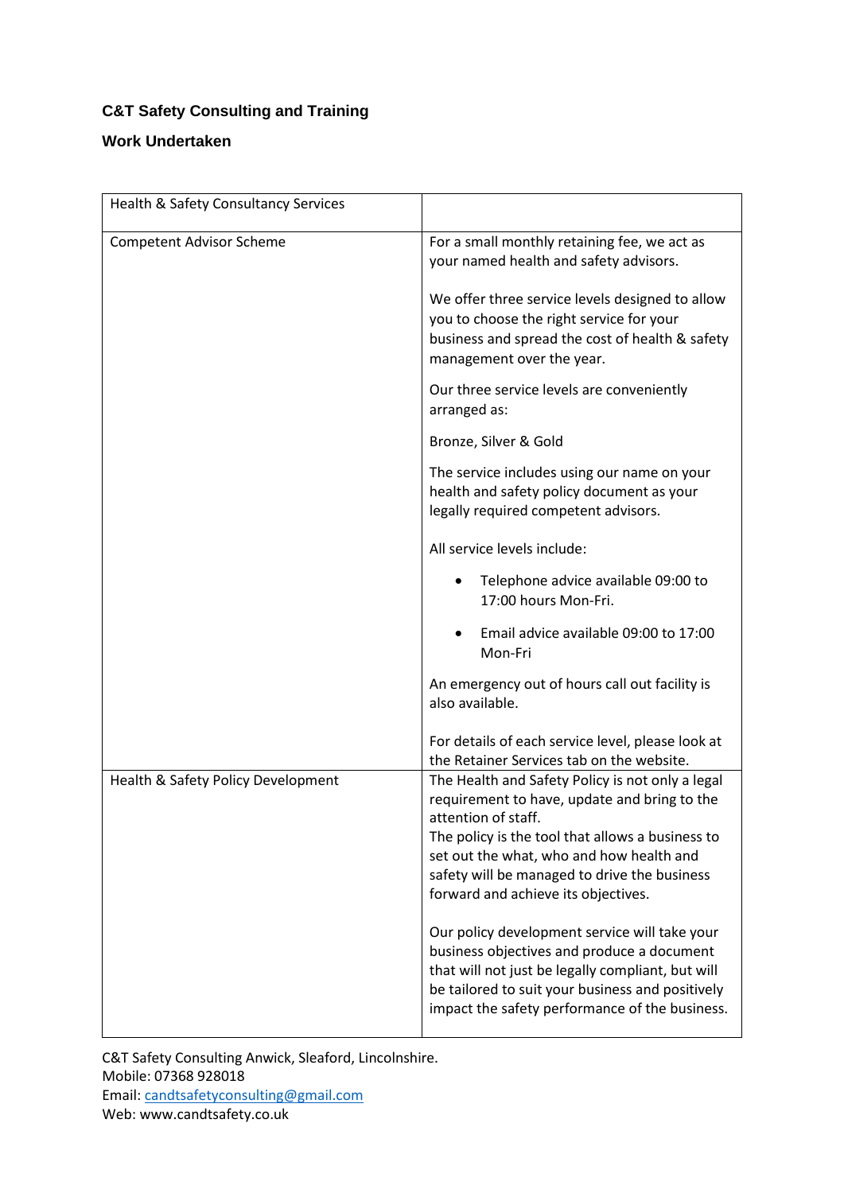## C&T Safety Consulting and Training

### Work Undertaken

| Health & Safety Consultancy Services | |
|---|---|
| Competent Advisor Scheme | For a small monthly retaining fee, we act as your named health and safety advisors.<br><br>We offer three service levels designed to allow you to choose the right service for your business and spread the cost of health & safety management over the year.<br><br>Our three service levels are conveniently arranged as:<br><br>Bronze, Silver & Gold<br><br>The service includes using our name on your health and safety policy document as your legally required competent advisors.<br><br>All service levels include:<br><br>• Telephone advice available 09:00 to 17:00 hours Mon-Fri.<br>• Email advice available 09:00 to 17:00 Mon-Fri<br><br>An emergency out of hours call out facility is also available.<br><br>For details of each service level, please look at the Retainer Services tab on the website. |
| Health & Safety Policy Development | The Health and Safety Policy is not only a legal requirement to have, update and bring to the attention of staff.<br>The policy is the tool that allows a business to set out the what, who and how health and safety will be managed to drive the business forward and achieve its objectives.<br><br>Our policy development service will take your business objectives and produce a document that will not just be legally compliant, but will be tailored to suit your business and positively impact the safety performance of the business. |

C&T Safety Consulting Anwick, Sleaford, Lincolnshire.
Mobile: 07368 928018
Email: [candtsafetyconsulting@gmail.com](mailto:candtsafetyconsulting@gmail.com)
Web: www.candtsafety.co.uk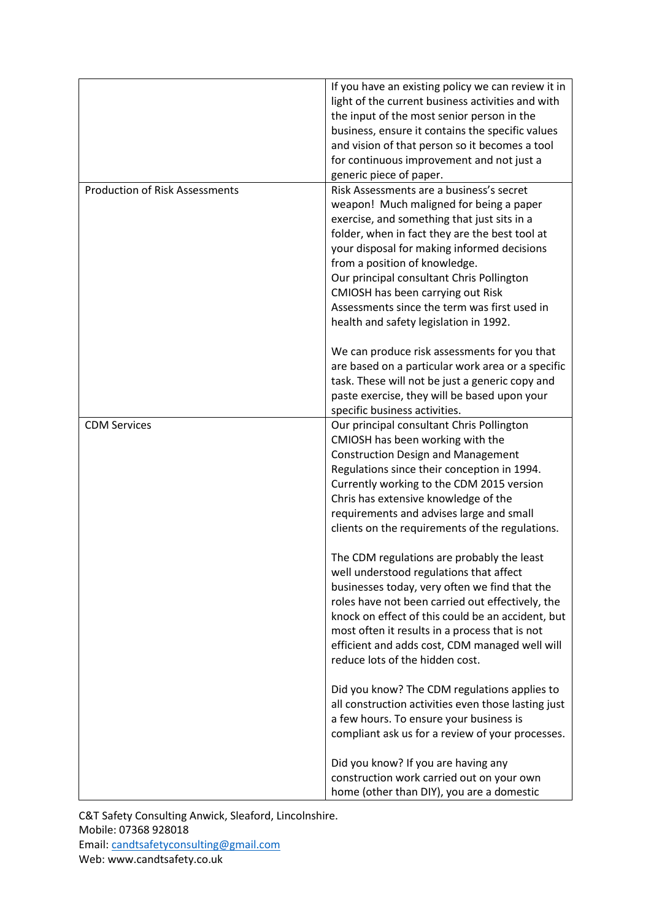| | |
|---|---|
| | If you have an existing policy we can review it in light of the current business activities and with the input of the most senior person in the business, ensure it contains the specific values and vision of that person so it becomes a tool for continuous improvement and not just a generic piece of paper. |
| Production of Risk Assessments | Risk Assessments are a business's secret weapon! Much maligned for being a paper exercise, and something that just sits in a folder, when in fact they are the best tool at your disposal for making informed decisions from a position of knowledge.<br>Our principal consultant Chris Pollington CMIOSH has been carrying out Risk Assessments since the term was first used in health and safety legislation in 1992.<br><br>We can produce risk assessments for you that are based on a particular work area or a specific task. These will not be just a generic copy and paste exercise, they will be based upon your specific business activities. |
| CDM Services | Our principal consultant Chris Pollington CMIOSH has been working with the Construction Design and Management Regulations since their conception in 1994. Currently working to the CDM 2015 version Chris has extensive knowledge of the requirements and advises large and small clients on the requirements of the regulations.<br><br>The CDM regulations are probably the least well understood regulations that affect businesses today, very often we find that the roles have not been carried out effectively, the knock on effect of this could be an accident, but most often it results in a process that is not efficient and adds cost, CDM managed well will reduce lots of the hidden cost.<br><br>Did you know? The CDM regulations applies to all construction activities even those lasting just a few hours. To ensure your business is compliant ask us for a review of your processes.<br><br>Did you know? If you are having any construction work carried out on your own home (other than DIY), you are a domestic |

C&T Safety Consulting Anwick, Sleaford, Lincolnshire.
Mobile: 07368 928018
Email: candtsafetyconsulting@gmail.com
Web: www.candtsafety.co.uk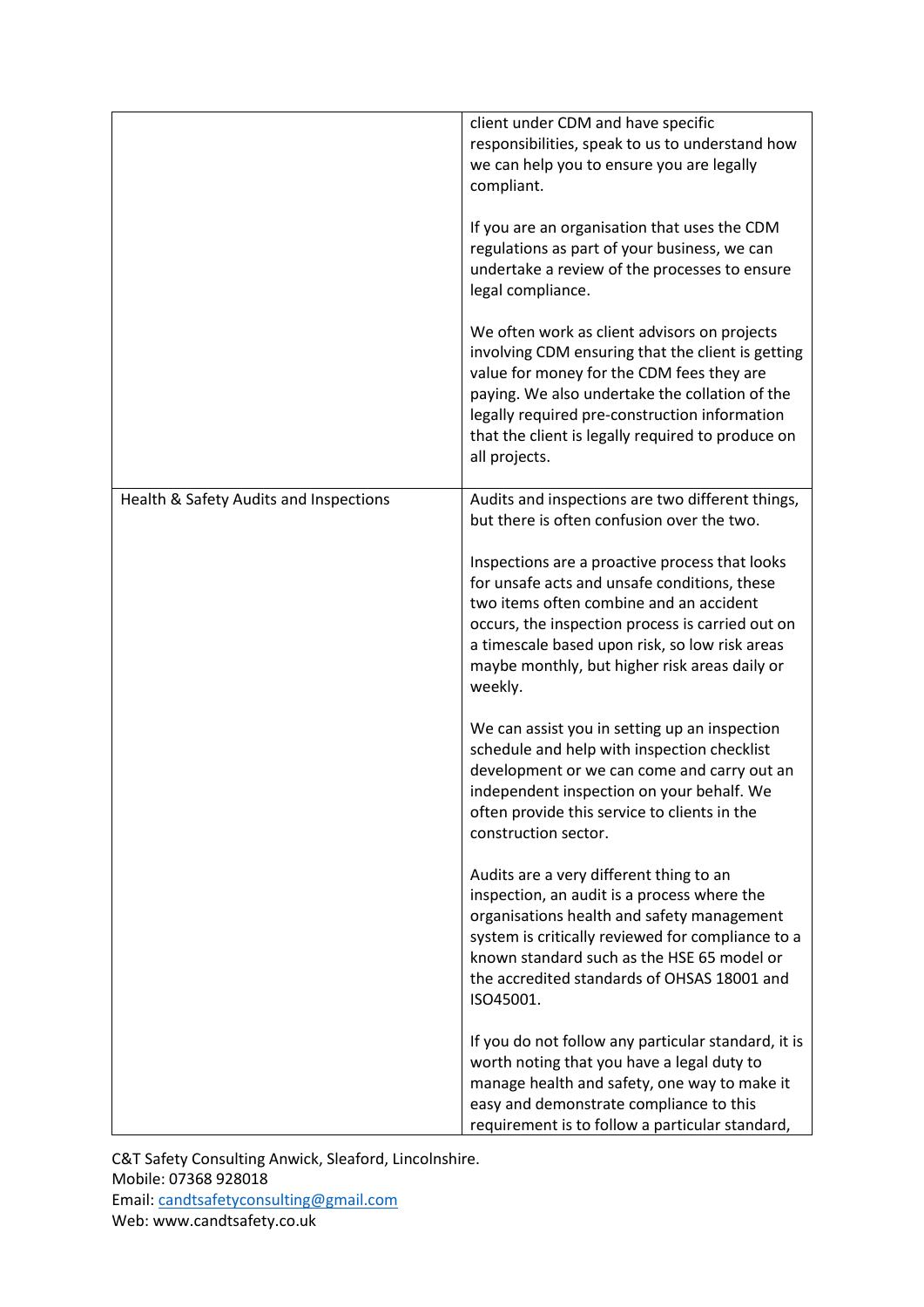| | |
|---|---|
| | client under CDM and have specific responsibilities, speak to us to understand how we can help you to ensure you are legally compliant.<br><br>If you are an organisation that uses the CDM regulations as part of your business, we can undertake a review of the processes to ensure legal compliance.<br><br>We often work as client advisors on projects involving CDM ensuring that the client is getting value for money for the CDM fees they are paying. We also undertake the collation of the legally required pre-construction information that the client is legally required to produce on all projects. |
| Health & Safety Audits and Inspections | Audits and inspections are two different things, but there is often confusion over the two.<br><br>Inspections are a proactive process that looks for unsafe acts and unsafe conditions, these two items often combine and an accident occurs, the inspection process is carried out on a timescale based upon risk, so low risk areas maybe monthly, but higher risk areas daily or weekly.<br><br>We can assist you in setting up an inspection schedule and help with inspection checklist development or we can come and carry out an independent inspection on your behalf. We often provide this service to clients in the construction sector.<br><br>Audits are a very different thing to an inspection, an audit is a process where the organisations health and safety management system is critically reviewed for compliance to a known standard such as the HSE 65 model or the accredited standards of OHSAS 18001 and ISO45001.<br><br>If you do not follow any particular standard, it is worth noting that you have a legal duty to manage health and safety, one way to make it easy and demonstrate compliance to this requirement is to follow a particular standard, |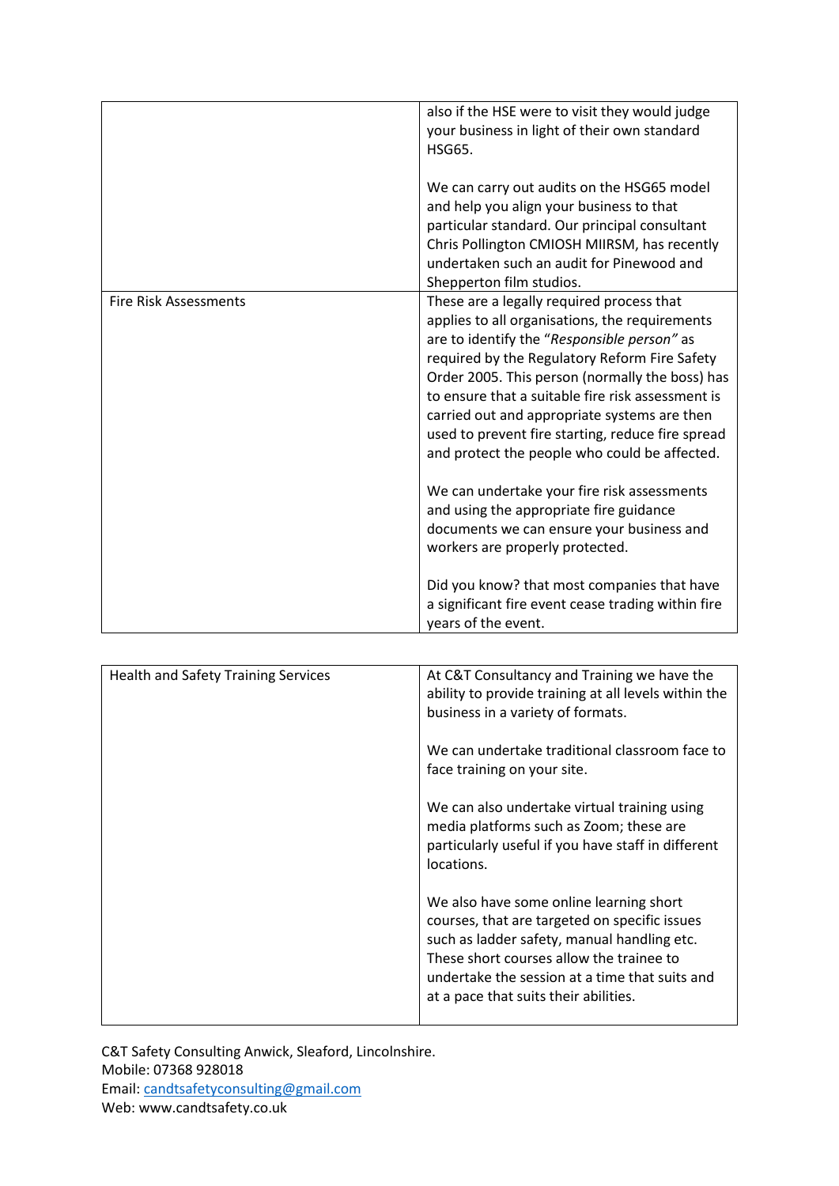| | |
|---|---|
| | also if the HSE were to visit they would judge your business in light of their own standard HSG65.<br><br>We can carry out audits on the HSG65 model and help you align your business to that particular standard. Our principal consultant Chris Pollington CMIOSH MIIRSM, has recently undertaken such an audit for Pinewood and Shepperton film studios. |
| Fire Risk Assessments | These are a legally required process that applies to all organisations, the requirements are to identify the "*Responsible person"* as required by the Regulatory Reform Fire Safety Order 2005. This person (normally the boss) has to ensure that a suitable fire risk assessment is carried out and appropriate systems are then used to prevent fire starting, reduce fire spread and protect the people who could be affected.<br><br>We can undertake your fire risk assessments and using the appropriate fire guidance documents we can ensure your business and workers are properly protected.<br><br>Did you know? that most companies that have a significant fire event cease trading within fire years of the event. |

| | |
|---|---|
| Health and Safety Training Services | At C&T Consultancy and Training we have the ability to provide training at all levels within the business in a variety of formats.<br><br>We can undertake traditional classroom face to face training on your site.<br><br>We can also undertake virtual training using media platforms such as Zoom; these are particularly useful if you have staff in different locations.<br><br>We also have some online learning short courses, that are targeted on specific issues such as ladder safety, manual handling etc. These short courses allow the trainee to undertake the session at a time that suits and at a pace that suits their abilities. |

C&T Safety Consulting Anwick, Sleaford, Lincolnshire.
Mobile: 07368 928018
Email: [candtsafetyconsulting@gmail.com](mailto:candtsafetyconsulting@gmail.com)
Web: www.candtsafety.co.uk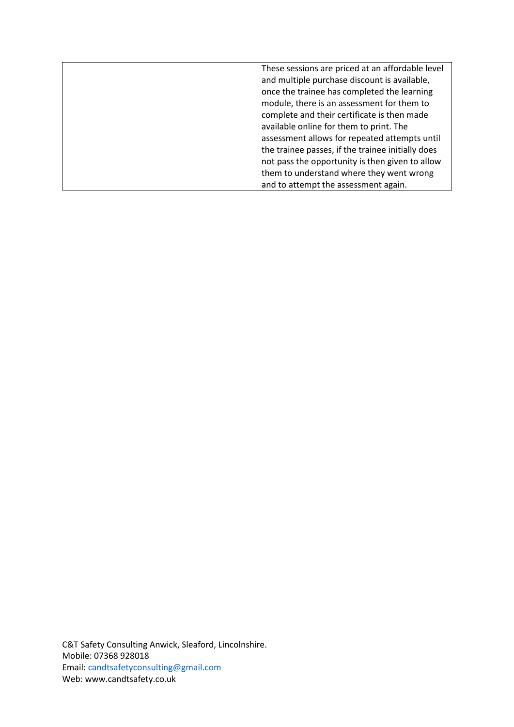| | |
|---|---|
| | These sessions are priced at an affordable level and multiple purchase discount is available, once the trainee has completed the learning module, there is an assessment for them to complete and their certificate is then made available online for them to print. The assessment allows for repeated attempts until the trainee passes, if the trainee initially does not pass the opportunity is then given to allow them to understand where they went wrong and to attempt the assessment again. |

C&T Safety Consulting Anwick, Sleaford, Lincolnshire.
Mobile: 07368 928018
Email: candtsafetyconsulting@gmail.com
Web: www.candtsafety.co.uk